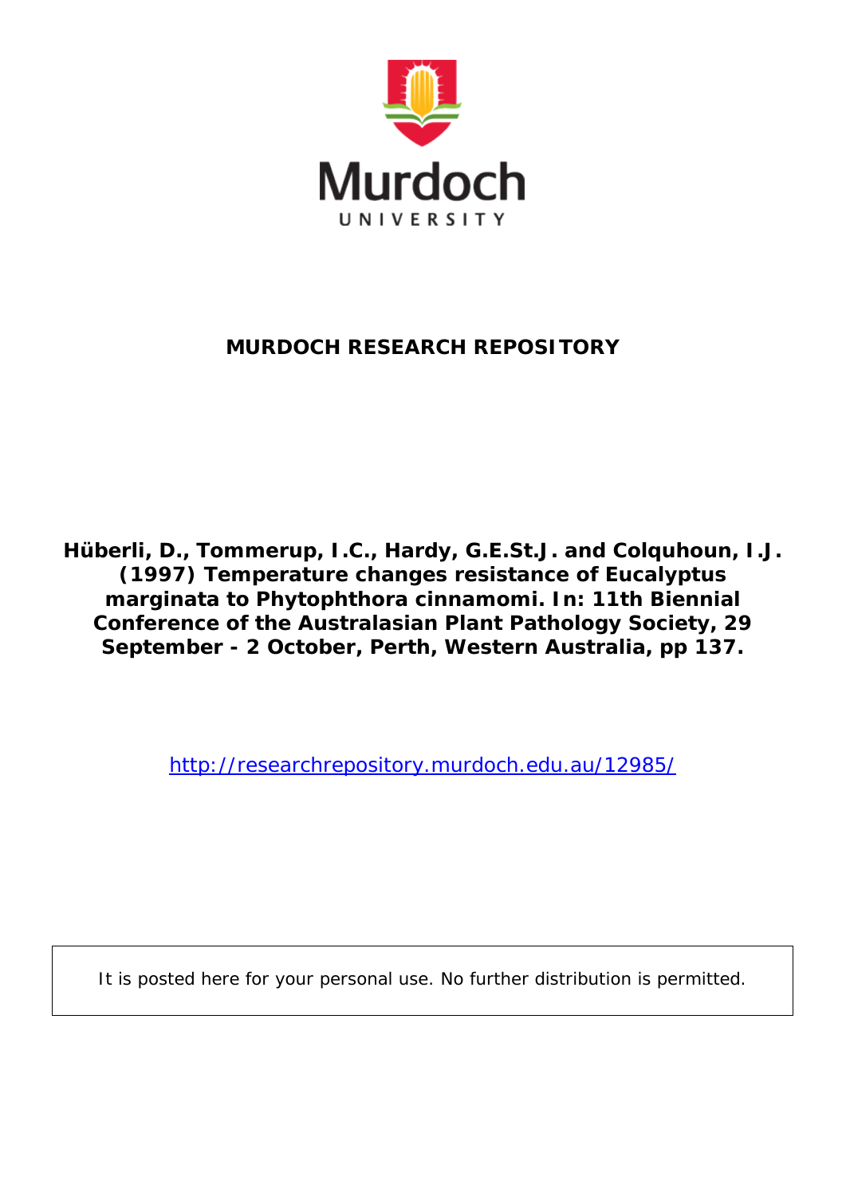Murdoch UNIVERSITY

**MURDOCH RESEARCH REPOSITORY**

**Hüberli, D., Tommerup, I.C., Hardy, G.E.St.J. and Colquhoun, I.J. (1997) Temperature changes resistance of Eucalyptus marginata to Phytophthora cinnamomi. In: 11th Biennial Conference of the Australasian Plant Pathology Society, 29 September - 2 October, Perth, Western Australia, pp 137.**

http://researchrepository.murdoch.edu.au/12985/

It is posted here for your personal use. No further distribution is permitted.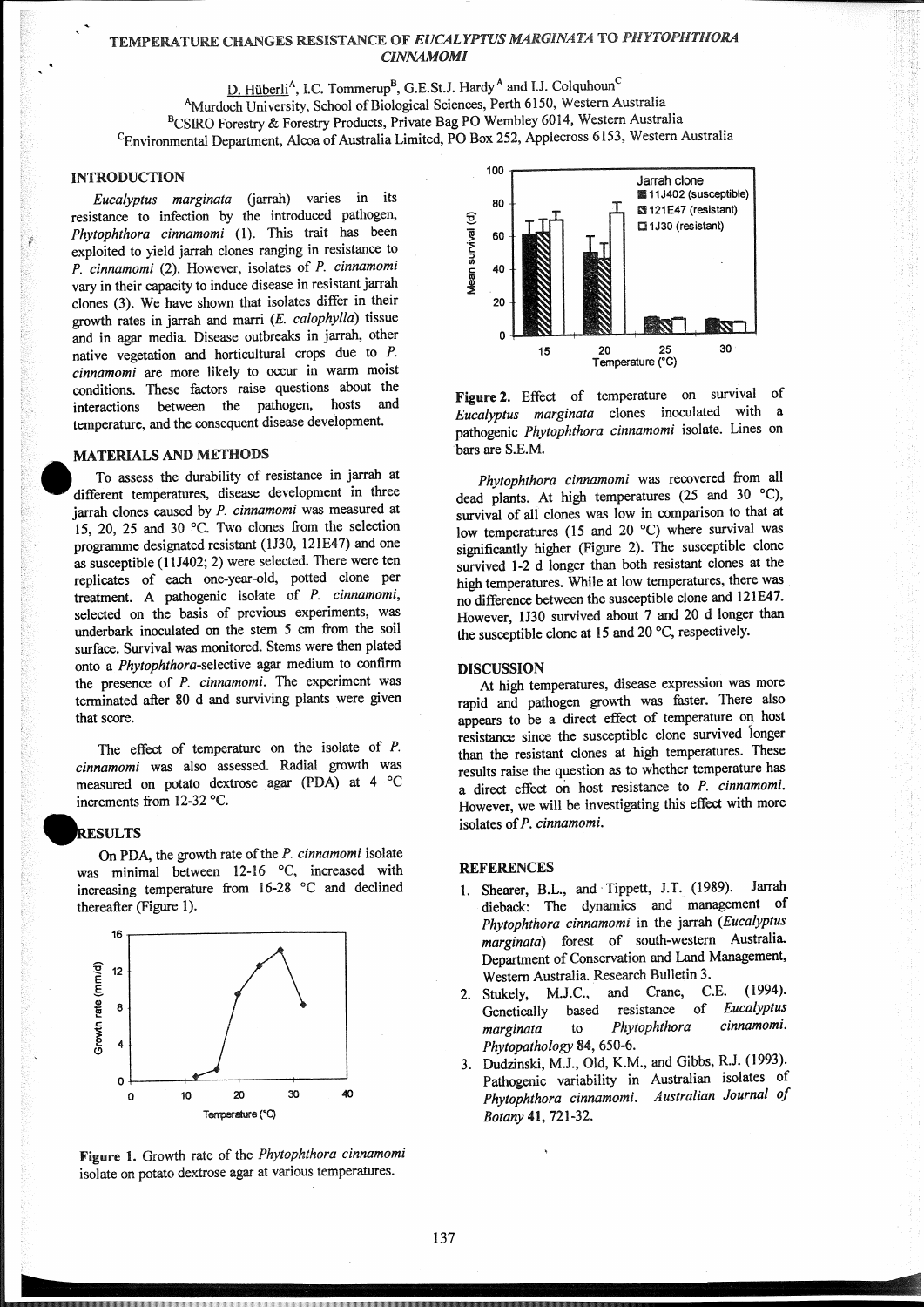# TEMPERATURE CHANGES RESISTANCE OF *EUCALYPTUS MARGINATA* TO *PHYTOPHTHORA CINNAMOMI*

D. Hüberli[A], I.C. Tommerup[B], G.E.St.J. Hardy[A] and I.J. Colquhoun[C]

[A]Murdoch University, School of Biological Sciences, Perth 6150, Western Australia
[B]CSIRO Forestry & Forestry Products, Private Bag PO Wembley 6014, Western Australia
[C]Environmental Department, Alcoa of Australia Limited, PO Box 252, Applecross 6153, Western Australia

## INTRODUCTION

*Eucalyptus marginata* (jarrah) varies in its resistance to infection by the introduced pathogen, *Phytophthora cinnamomi* (1). This trait has been exploited to yield jarrah clones ranging in resistance to *P. cinnamomi* (2). However, isolates of *P. cinnamomi* vary in their capacity to induce disease in resistant jarrah clones (3). We have shown that isolates differ in their growth rates in jarrah and marri (*E. calophylla*) tissue and in agar media. Disease outbreaks in jarrah, other native vegetation and horticultural crops due to *P. cinnamomi* are more likely to occur in warm moist conditions. These factors raise questions about the interactions between the pathogen, hosts and temperature, and the consequent disease development.

## MATERIALS AND METHODS

To assess the durability of resistance in jarrah at different temperatures, disease development in three jarrah clones caused by *P. cinnamomi* was measured at 15, 20, 25 and 30 °C. Two clones from the selection programme designated resistant (1J30, 121E47) and one as susceptible (11J402; 2) were selected. There were ten replicates of each one-year-old, potted clone per treatment. A pathogenic isolate of *P. cinnamomi*, selected on the basis of previous experiments, was underbark inoculated on the stem 5 cm from the soil surface. Survival was monitored. Stems were then plated onto a *Phytophthora*-selective agar medium to confirm the presence of *P. cinnamomi*. The experiment was terminated after 80 d and surviving plants were given that score.

The effect of temperature on the isolate of *P. cinnamomi* was also assessed. Radial growth was measured on potato dextrose agar (PDA) at 4 °C increments from 12-32 °C.

## RESULTS

On PDA, the growth rate of the *P. cinnamomi* isolate was minimal between 12-16 °C, increased with increasing temperature from 16-28 °C and declined thereafter (Figure 1).

Growth rate (mm/d)
0
4
8
12
16
0
10
20
30
40
Temperature (°C)

**Figure 1.** Growth rate of the *Phytophthora cinnamomi* isolate on potato dextrose agar at various temperatures.

Mean survival (d)
0
20
40
60
80
100
15
20
25
30
Temperature (°C)
Jarrah clone
11J402 (susceptible)
121E47 (resistant)
1J30 (resistant)

**Figure 2.** Effect of temperature on survival of *Eucalyptus marginata* clones inoculated with a pathogenic *Phytophthora cinnamomi* isolate. Lines on bars are S.E.M.

*Phytophthora cinnamomi* was recovered from all dead plants. At high temperatures (25 and 30 °C), survival of all clones was low in comparison to that at low temperatures (15 and 20 °C) where survival was significantly higher (Figure 2). The susceptible clone survived 1-2 d longer than both resistant clones at the high temperatures. While at low temperatures, there was no difference between the susceptible clone and 121E47. However, 1J30 survived about 7 and 20 d longer than the susceptible clone at 15 and 20 °C, respectively.

## DISCUSSION

At high temperatures, disease expression was more rapid and pathogen growth was faster. There also appears to be a direct effect of temperature on host resistance since the susceptible clone survived longer than the resistant clones at high temperatures. These results raise the question as to whether temperature has a direct effect on host resistance to *P. cinnamomi*. However, we will be investigating this effect with more isolates of *P. cinnamomi*.

## REFERENCES

1. Shearer, B.L., and Tippett, J.T. (1989). Jarrah dieback: The dynamics and management of *Phytophthora cinnamomi* in the jarrah (*Eucalyptus marginata*) forest of south-western Australia. Department of Conservation and Land Management, Western Australia. Research Bulletin 3.
2. Stukely, M.J.C., and Crane, C.E. (1994). Genetically based resistance of *Eucalyptus marginata* to *Phytophthora cinnamomi*. *Phytopathology* **84**, 650-6.
3. Dudzinski, M.J., Old, K.M., and Gibbs, R.J. (1993). Pathogenic variability in Australian isolates of *Phytophthora cinnamomi*. *Australian Journal of Botany* **41**, 721-32.